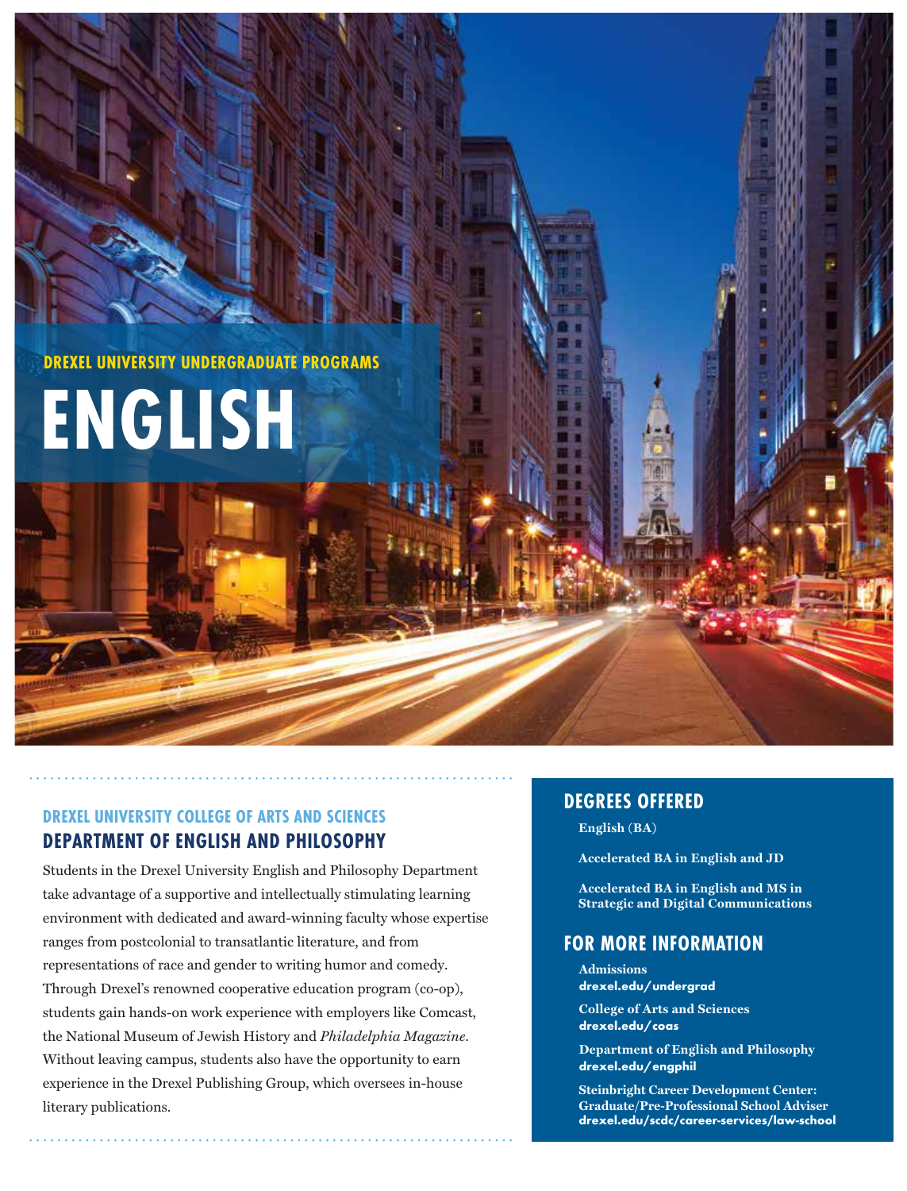DREXEL UNIVERSITY UNDERGRADUATE PROGRAMS

# ENGLISH

## DREXEL UNIVERSITY COLLEGE OF ARTS AND SCIENCES
## DEPARTMENT OF ENGLISH AND PHILOSOPHY

Students in the Drexel University English and Philosophy Department take advantage of a supportive and intellectually stimulating learning environment with dedicated and award-winning faculty whose expertise ranges from postcolonial to transatlantic literature, and from representations of race and gender to writing humor and comedy. Through Drexel's renowned cooperative education program (co-op), students gain hands-on work experience with employers like Comcast, the National Museum of Jewish History and *Philadelphia Magazine*. Without leaving campus, students also have the opportunity to earn experience in the Drexel Publishing Group, which oversees in-house literary publications.

## DEGREES OFFERED

**English (BA)**

**Accelerated BA in English and JD**

**Accelerated BA in English and MS in Strategic and Digital Communications**

## FOR MORE INFORMATION

**Admissions**
**drexel.edu/undergrad**

**College of Arts and Sciences**
**drexel.edu/coas**

**Department of English and Philosophy**
**drexel.edu/engphil**

**Steinbright Career Development Center: Graduate/Pre-Professional School Adviser**
**drexel.edu/scdc/career-services/law-school**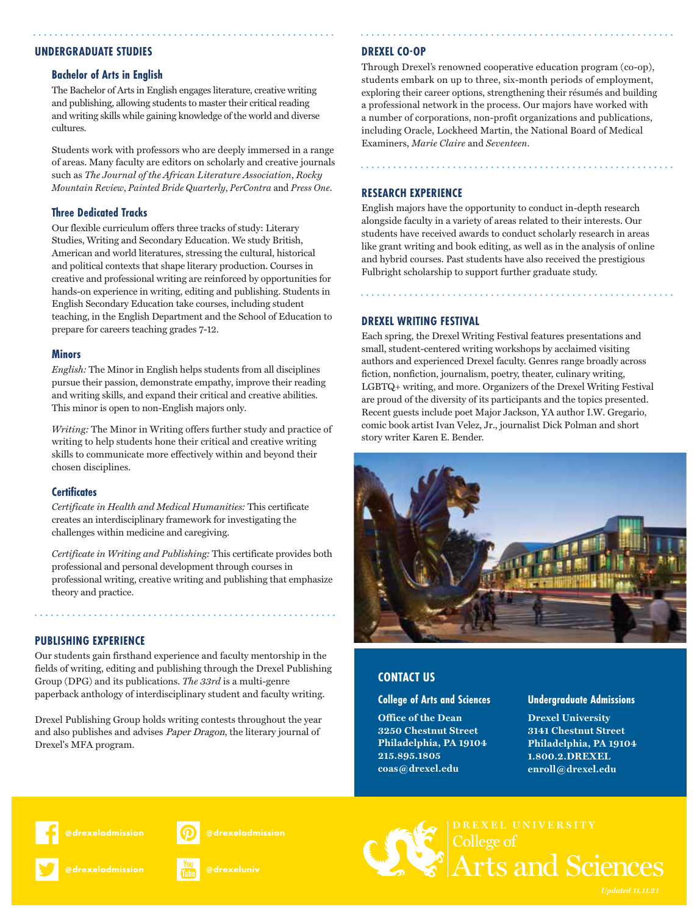## UNDERGRADUATE STUDIES

### Bachelor of Arts in English

The Bachelor of Arts in English engages literature, creative writing and publishing, allowing students to master their critical reading and writing skills while gaining knowledge of the world and diverse cultures.

Students work with professors who are deeply immersed in a range of areas. Many faculty are editors on scholarly and creative journals such as *The Journal of the African Literature Association*, *Rocky Mountain Review*, *Painted Bride Quarterly*, *PerContra* and *Press One*.

### Three Dedicated Tracks

Our flexible curriculum offers three tracks of study: Literary Studies, Writing and Secondary Education. We study British, American and world literatures, stressing the cultural, historical and political contexts that shape literary production. Courses in creative and professional writing are reinforced by opportunities for hands-on experience in writing, editing and publishing. Students in English Secondary Education take courses, including student teaching, in the English Department and the School of Education to prepare for careers teaching grades 7-12.

### Minors

*English:* The Minor in English helps students from all disciplines pursue their passion, demonstrate empathy, improve their reading and writing skills, and expand their critical and creative abilities. This minor is open to non-English majors only.

*Writing:* The Minor in Writing offers further study and practice of writing to help students hone their critical and creative writing skills to communicate more effectively within and beyond their chosen disciplines.

### Certificates

*Certificate in Health and Medical Humanities:* This certificate creates an interdisciplinary framework for investigating the challenges within medicine and caregiving.

*Certificate in Writing and Publishing:* This certificate provides both professional and personal development through courses in professional writing, creative writing and publishing that emphasize theory and practice.

## PUBLISHING EXPERIENCE

Our students gain firsthand experience and faculty mentorship in the fields of writing, editing and publishing through the Drexel Publishing Group (DPG) and its publications. *The 33rd* is a multi-genre paperback anthology of interdisciplinary student and faculty writing.

Drexel Publishing Group holds writing contests throughout the year and also publishes and advises *Paper Dragon*, the literary journal of Drexel's MFA program.

## DREXEL CO-OP

Through Drexel's renowned cooperative education program (co-op), students embark on up to three, six-month periods of employment, exploring their career options, strengthening their résumés and building a professional network in the process. Our majors have worked with a number of corporations, non-profit organizations and publications, including Oracle, Lockheed Martin, the National Board of Medical Examiners, *Marie Claire* and *Seventeen*.

## RESEARCH EXPERIENCE

English majors have the opportunity to conduct in-depth research alongside faculty in a variety of areas related to their interests. Our students have received awards to conduct scholarly research in areas like grant writing and book editing, as well as in the analysis of online and hybrid courses. Past students have also received the prestigious Fulbright scholarship to support further graduate study.

## DREXEL WRITING FESTIVAL

Each spring, the Drexel Writing Festival features presentations and small, student-centered writing workshops by acclaimed visiting authors and experienced Drexel faculty. Genres range broadly across fiction, nonfiction, journalism, poetry, theater, culinary writing, LGBTQ+ writing, and more. Organizers of the Drexel Writing Festival are proud of the diversity of its participants and the topics presented. Recent guests include poet Major Jackson, YA author I.W. Gregario, comic book artist Ivan Velez, Jr., journalist Dick Polman and short story writer Karen E. Bender.

## CONTACT US

### College of Arts and Sciences

**Office of the Dean**
**3250 Chestnut Street**
**Philadelphia, PA 19104**
**215.895.1805**
**coas@drexel.edu**

### Undergraduate Admissions

**Drexel University**
**3141 Chestnut Street**
**Philadelphia, PA 19104**
**1.800.2.DREXEL**
**enroll@drexel.edu**

@drexeladmission

@drexeladmission

@drexeladmission

@drexeluniv

DREXEL UNIVERSITY
College of
Arts and Sciences

*Updated 11.11.21*